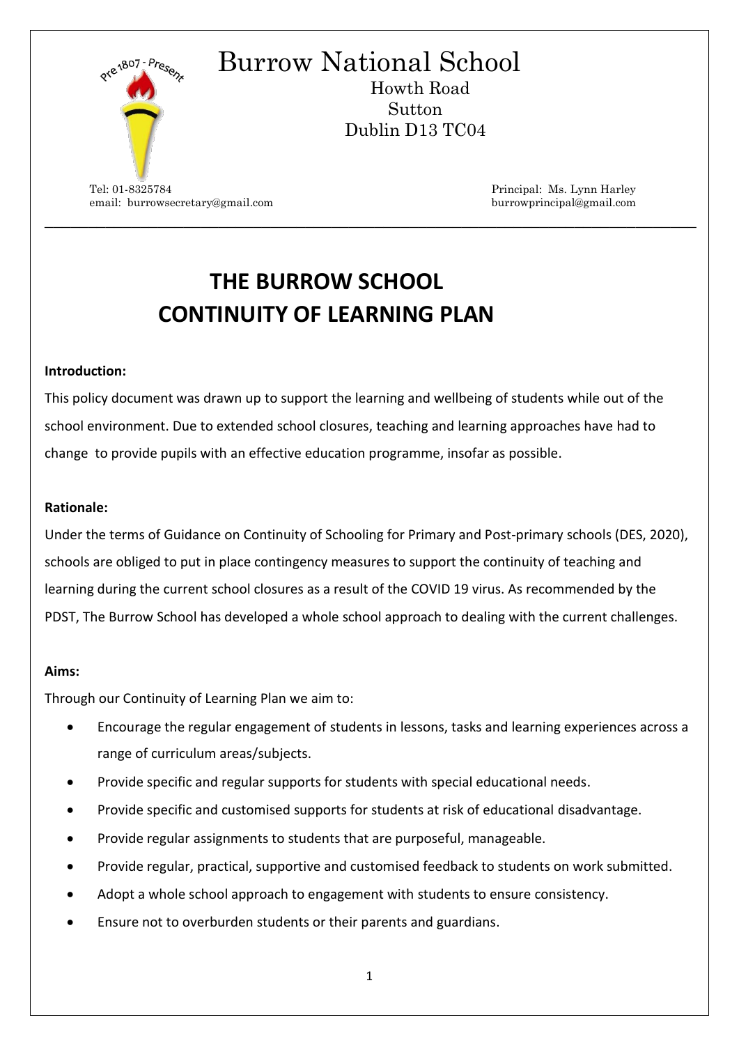Burrow National School

Howth Road
Sutton
Dublin D13 TC04

Tel: 01-8325784
email: burrowsecretary@gmail.com

Principal: Ms. Lynn Harley
burrowprincipal@gmail.com

# THE BURROW SCHOOL
# CONTINUITY OF LEARNING PLAN

**Introduction:**

This policy document was drawn up to support the learning and wellbeing of students while out of the school environment. Due to extended school closures, teaching and learning approaches have had to change to provide pupils with an effective education programme, insofar as possible.

**Rationale:**

Under the terms of Guidance on Continuity of Schooling for Primary and Post-primary schools (DES, 2020), schools are obliged to put in place contingency measures to support the continuity of teaching and learning during the current school closures as a result of the COVID 19 virus. As recommended by the PDST, The Burrow School has developed a whole school approach to dealing with the current challenges.

**Aims:**

Through our Continuity of Learning Plan we aim to:

- Encourage the regular engagement of students in lessons, tasks and learning experiences across a range of curriculum areas/subjects.
- Provide specific and regular supports for students with special educational needs.
- Provide specific and customised supports for students at risk of educational disadvantage.
- Provide regular assignments to students that are purposeful, manageable.
- Provide regular, practical, supportive and customised feedback to students on work submitted.
- Adopt a whole school approach to engagement with students to ensure consistency.
- Ensure not to overburden students or their parents and guardians.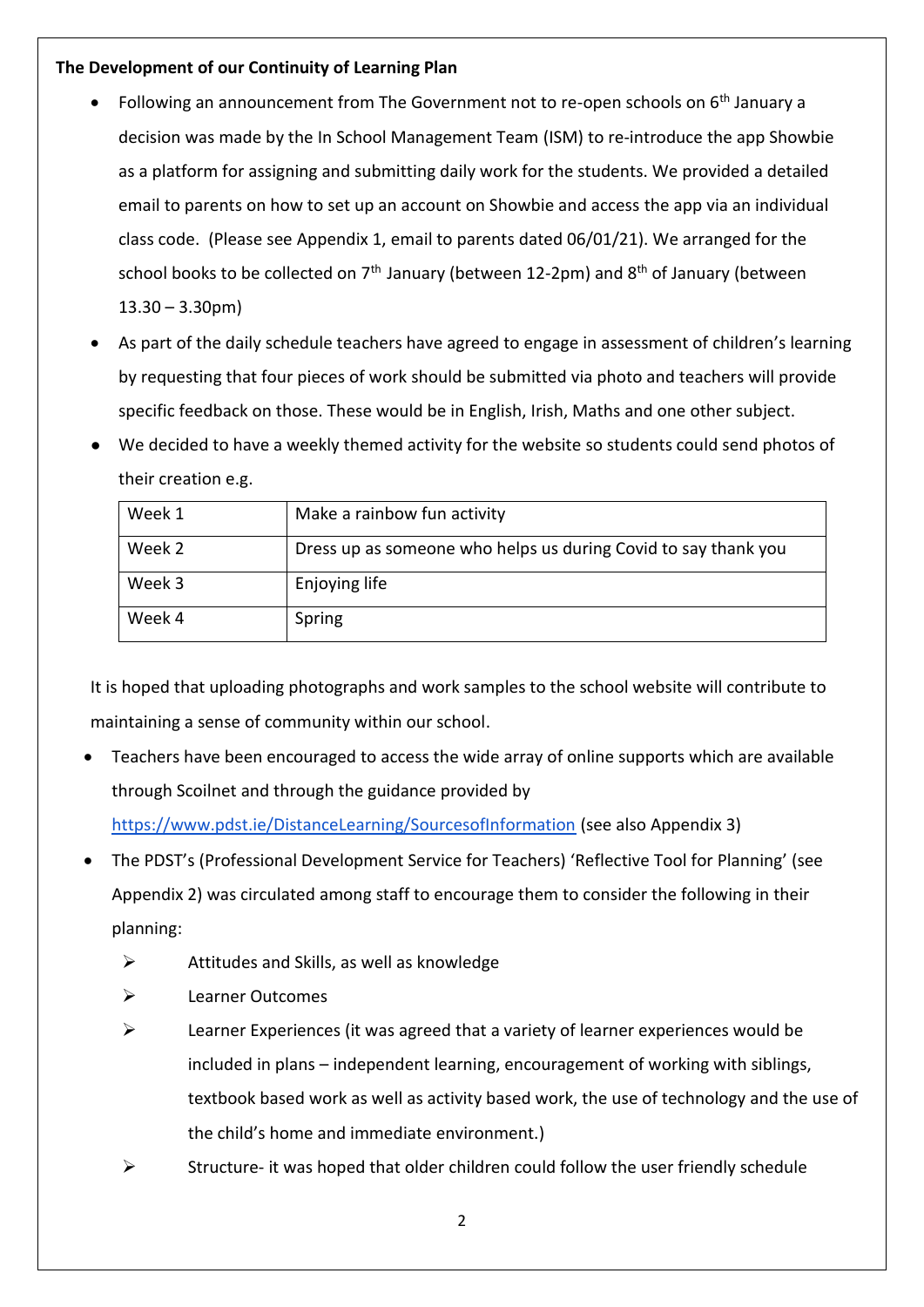**The Development of our Continuity of Learning Plan**

- Following an announcement from The Government not to re-open schools on 6th January a decision was made by the In School Management Team (ISM) to re-introduce the app Showbie as a platform for assigning and submitting daily work for the students. We provided a detailed email to parents on how to set up an account on Showbie and access the app via an individual class code. (Please see Appendix 1, email to parents dated 06/01/21). We arranged for the school books to be collected on 7th January (between 12-2pm) and 8th of January (between 13.30 – 3.30pm)
- As part of the daily schedule teachers have agreed to engage in assessment of children's learning by requesting that four pieces of work should be submitted via photo and teachers will provide specific feedback on those. These would be in English, Irish, Maths and one other subject.
- We decided to have a weekly themed activity for the website so students could send photos of their creation e.g.

| Week 1 | Make a rainbow fun activity |
|---|---|
| Week 2 | Dress up as someone who helps us during Covid to say thank you |
| Week 3 | Enjoying life |
| Week 4 | Spring |

It is hoped that uploading photographs and work samples to the school website will contribute to maintaining a sense of community within our school.

- Teachers have been encouraged to access the wide array of online supports which are available through Scoilnet and through the guidance provided by https://www.pdst.ie/DistanceLearning/SourcesofInformation (see also Appendix 3)
- The PDST's (Professional Development Service for Teachers) 'Reflective Tool for Planning' (see Appendix 2) was circulated among staff to encourage them to consider the following in their planning:
  - Attitudes and Skills, as well as knowledge
  - Learner Outcomes
  - Learner Experiences (it was agreed that a variety of learner experiences would be included in plans – independent learning, encouragement of working with siblings, textbook based work as well as activity based work, the use of technology and the use of the child's home and immediate environment.)
  - Structure- it was hoped that older children could follow the user friendly schedule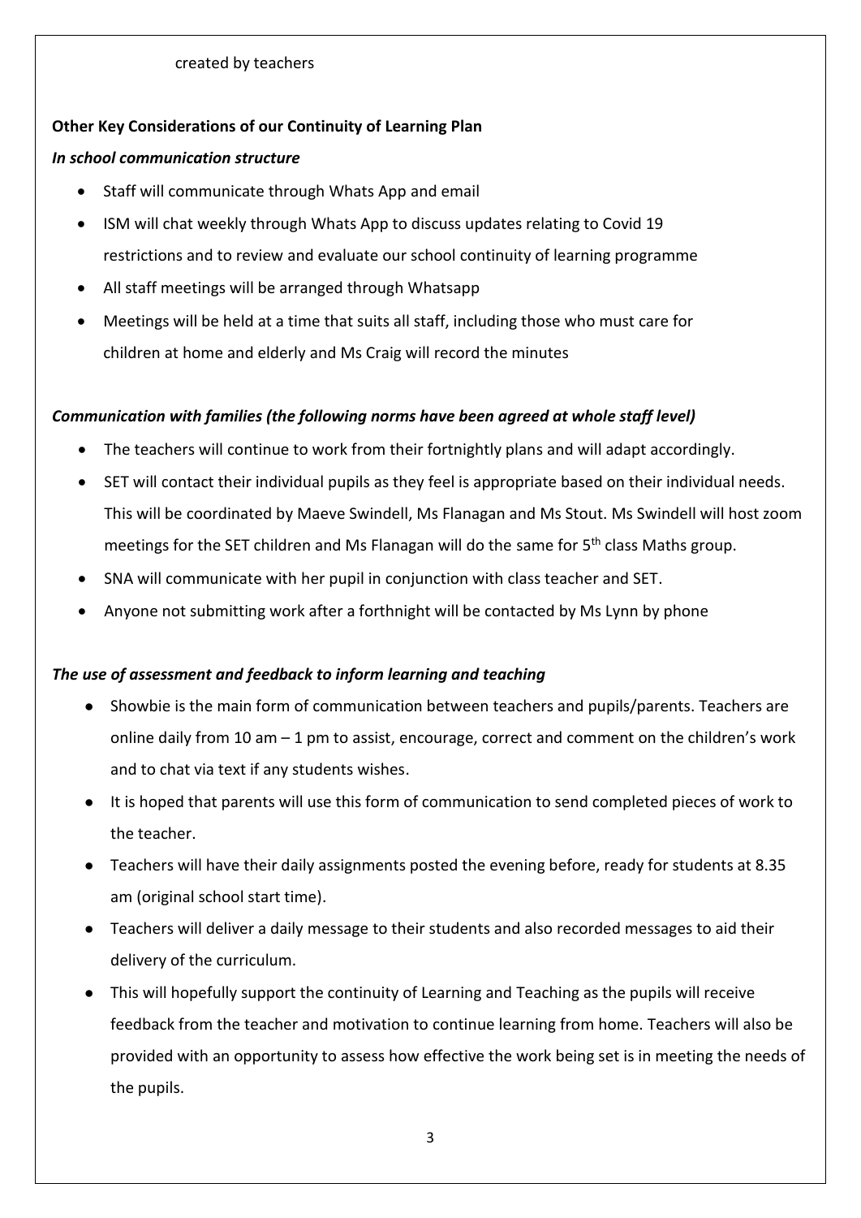created by teachers

**Other Key Considerations of our Continuity of Learning Plan**

***In school communication structure***

- Staff will communicate through Whats App and email
- ISM will chat weekly through Whats App to discuss updates relating to Covid 19 restrictions and to review and evaluate our school continuity of learning programme
- All staff meetings will be arranged through Whatsapp
- Meetings will be held at a time that suits all staff, including those who must care for children at home and elderly and Ms Craig will record the minutes

***Communication with families (the following norms have been agreed at whole staff level)***

- The teachers will continue to work from their fortnightly plans and will adapt accordingly.
- SET will contact their individual pupils as they feel is appropriate based on their individual needs. This will be coordinated by Maeve Swindell, Ms Flanagan and Ms Stout. Ms Swindell will host zoom meetings for the SET children and Ms Flanagan will do the same for 5th class Maths group.
- SNA will communicate with her pupil in conjunction with class teacher and SET.
- Anyone not submitting work after a fortnight will be contacted by Ms Lynn by phone

***The use of assessment and feedback to inform learning and teaching***

- Showbie is the main form of communication between teachers and pupils/parents. Teachers are online daily from 10 am – 1 pm to assist, encourage, correct and comment on the children's work and to chat via text if any students wishes.
- It is hoped that parents will use this form of communication to send completed pieces of work to the teacher.
- Teachers will have their daily assignments posted the evening before, ready for students at 8.35 am (original school start time).
- Teachers will deliver a daily message to their students and also recorded messages to aid their delivery of the curriculum.
- This will hopefully support the continuity of Learning and Teaching as the pupils will receive feedback from the teacher and motivation to continue learning from home. Teachers will also be provided with an opportunity to assess how effective the work being set is in meeting the needs of the pupils.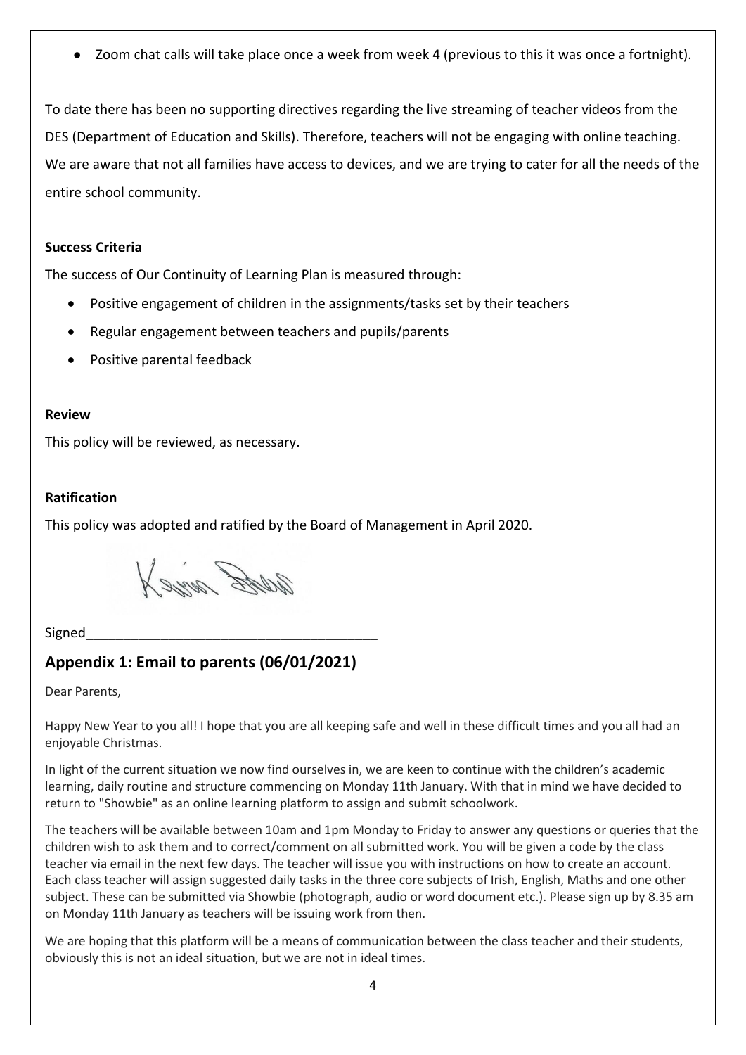- Zoom chat calls will take place once a week from week 4 (previous to this it was once a fortnight).

To date there has been no supporting directives regarding the live streaming of teacher videos from the DES (Department of Education and Skills). Therefore, teachers will not be engaging with online teaching. We are aware that not all families have access to devices, and we are trying to cater for all the needs of the entire school community.

**Success Criteria**

The success of Our Continuity of Learning Plan is measured through:

- Positive engagement of children in the assignments/tasks set by their teachers
- Regular engagement between teachers and pupils/parents
- Positive parental feedback

**Review**

This policy will be reviewed, as necessary.

**Ratification**

This policy was adopted and ratified by the Board of Management in April 2020.

Signed_______________________________________

## Appendix 1: Email to parents (06/01/2021)

Dear Parents,

Happy New Year to you all! I hope that you are all keeping safe and well in these difficult times and you all had an enjoyable Christmas.

In light of the current situation we now find ourselves in, we are keen to continue with the children's academic learning, daily routine and structure commencing on Monday 11th January. With that in mind we have decided to return to "Showbie" as an online learning platform to assign and submit schoolwork.

The teachers will be available between 10am and 1pm Monday to Friday to answer any questions or queries that the children wish to ask them and to correct/comment on all submitted work. You will be given a code by the class teacher via email in the next few days. The teacher will issue you with instructions on how to create an account. Each class teacher will assign suggested daily tasks in the three core subjects of Irish, English, Maths and one other subject. These can be submitted via Showbie (photograph, audio or word document etc.). Please sign up by 8.35 am on Monday 11th January as teachers will be issuing work from then.

We are hoping that this platform will be a means of communication between the class teacher and their students, obviously this is not an ideal situation, but we are not in ideal times.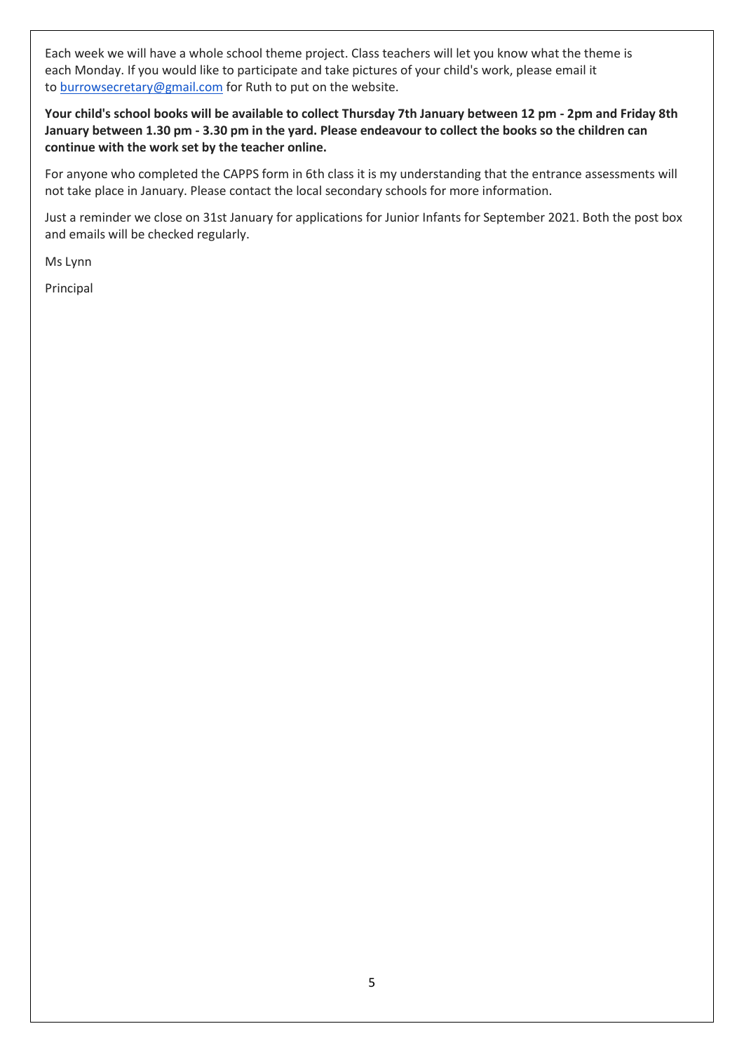Each week we will have a whole school theme project. Class teachers will let you know what the theme is each Monday. If you would like to participate and take pictures of your child's work, please email it to [burrowsecretary@gmail.com](mailto:burrowsecretary@gmail.com) for Ruth to put on the website.

**Your child's school books will be available to collect Thursday 7th January between 12 pm - 2pm and Friday 8th January between 1.30 pm - 3.30 pm in the yard. Please endeavour to collect the books so the children can continue with the work set by the teacher online.**

For anyone who completed the CAPPS form in 6th class it is my understanding that the entrance assessments will not take place in January. Please contact the local secondary schools for more information.

Just a reminder we close on 31st January for applications for Junior Infants for September 2021. Both the post box and emails will be checked regularly.

Ms Lynn

Principal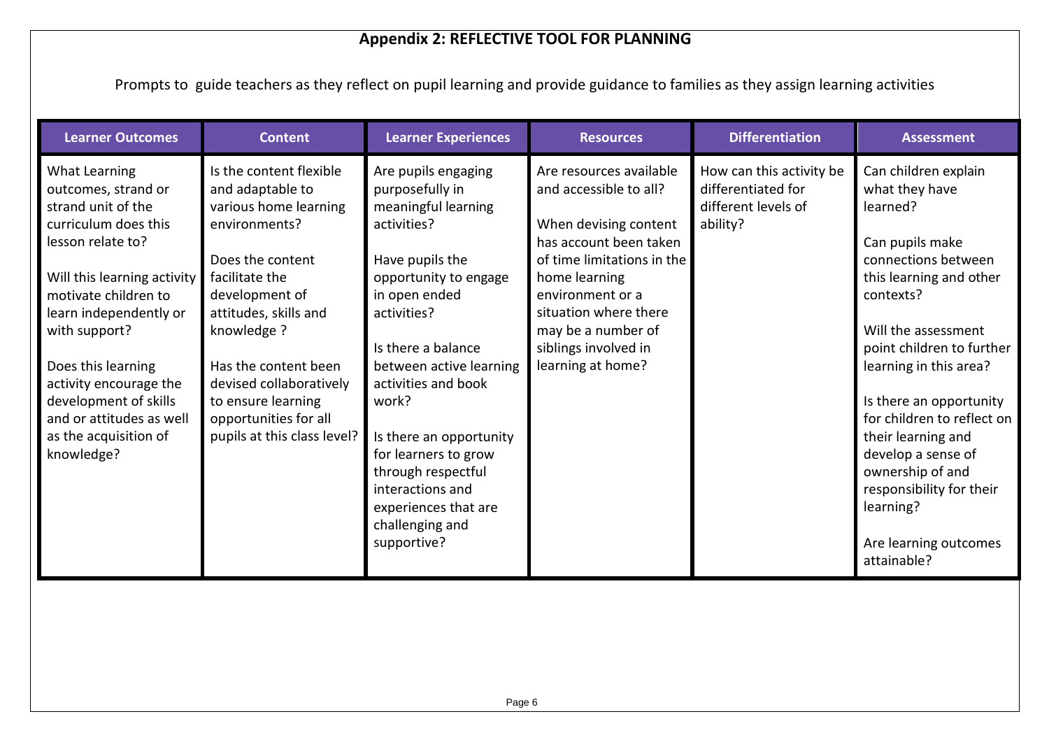## Appendix 2: REFLECTIVE TOOL FOR PLANNING

Prompts to guide teachers as they reflect on pupil learning and provide guidance to families as they assign learning activities

| Learner Outcomes | Content | Learner Experiences | Resources | Differentiation | Assessment |
|---|---|---|---|---|---|
| What Learning outcomes, strand or strand unit of the curriculum does this lesson relate to?<br><br>Will this learning activity motivate children to learn independently or with support?<br><br>Does this learning activity encourage the development of skills and or attitudes as well as the acquisition of knowledge? | Is the content flexible and adaptable to various home learning environments?<br><br>Does the content facilitate the development of attitudes, skills and knowledge ?<br><br>Has the content been devised collaboratively to ensure learning opportunities for all pupils at this class level? | Are pupils engaging purposefully in meaningful learning activities?<br><br>Have pupils the opportunity to engage in open ended activities?<br><br>Is there a balance between active learning activities and book work?<br><br>Is there an opportunity for learners to grow through respectful interactions and experiences that are challenging and supportive? | Are resources available and accessible to all?<br><br>When devising content has account been taken of time limitations in the home learning environment or a situation where there may be a number of siblings involved in learning at home? | How can this activity be differentiated for different levels of ability? | Can children explain what they have learned?<br><br>Can pupils make connections between this learning and other contexts?<br><br>Will the assessment point children to further learning in this area?<br><br>Is there an opportunity for children to reflect on their learning and develop a sense of ownership of and responsibility for their learning?<br><br>Are learning outcomes attainable? |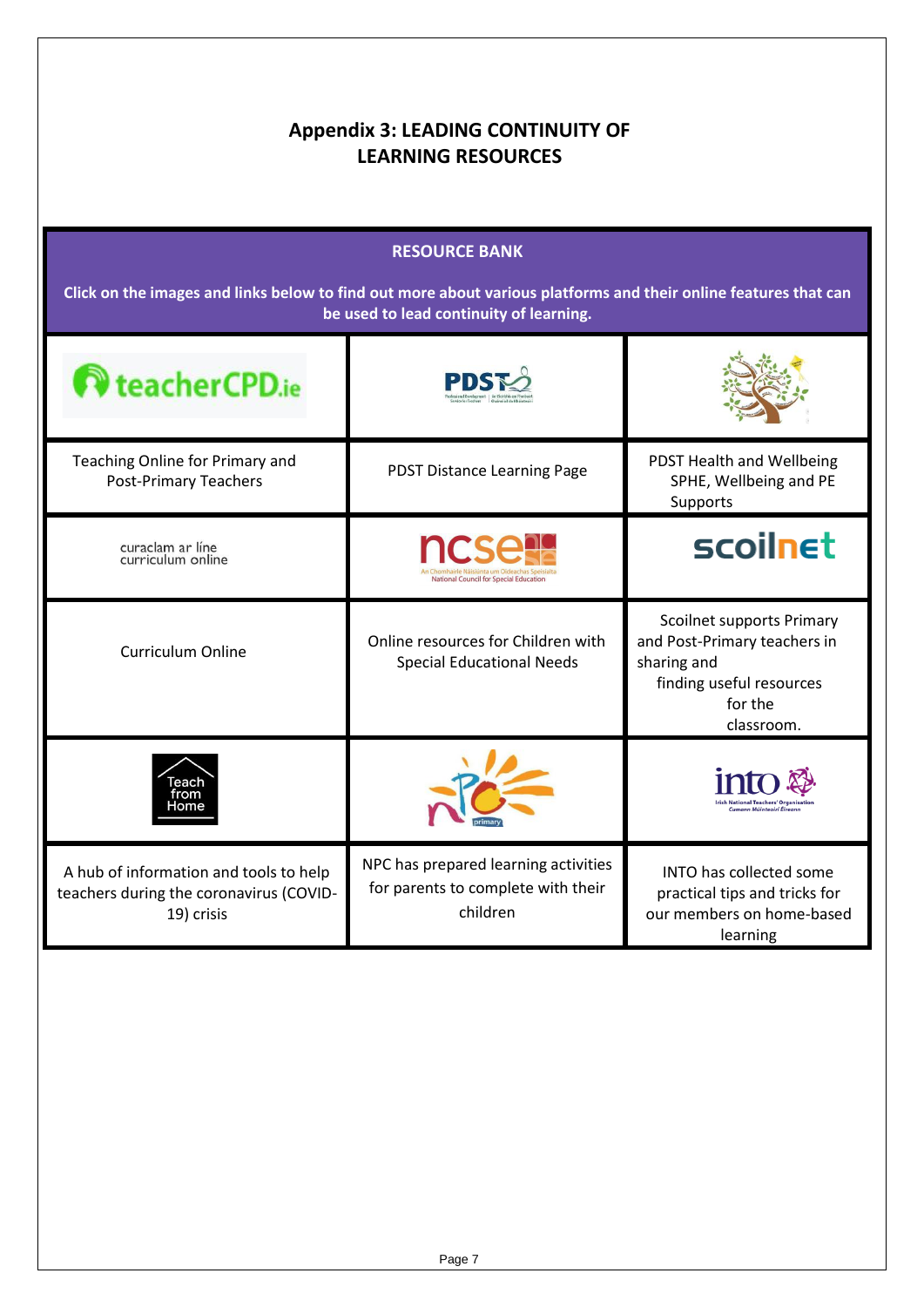# Appendix 3: LEADING CONTINUITY OF LEARNING RESOURCES

| RESOURCE BANK | | |
|---|---|---|
| **Click on the images and links below to find out more about various platforms and their online features that can be used to lead continuity of learning.** | | |
| teacherCPD.ie | PDST Professional Development Service for Teachers | |
| Teaching Online for Primary and Post-Primary Teachers | PDST Distance Learning Page | PDST Health and Wellbeing SPHE, Wellbeing and PE Supports |
| curaclam ar líne curriculum online | ncse An Chomhairle Náisiúnta um Oideachas Speisialta National Council for Special Education | scoilnet |
| Curriculum Online | Online resources for Children with Special Educational Needs | Scoilnet supports Primary and Post-Primary teachers in sharing and finding useful resources for the classroom. |
| Teach from Home | npc primary | into Irish National Teachers' Organisation Cumann Múinteoirí Éireann |
| A hub of information and tools to help teachers during the coronavirus (COVID-19) crisis | NPC has prepared learning activities for parents to complete with their children | INTO has collected some practical tips and tricks for our members on home-based learning |